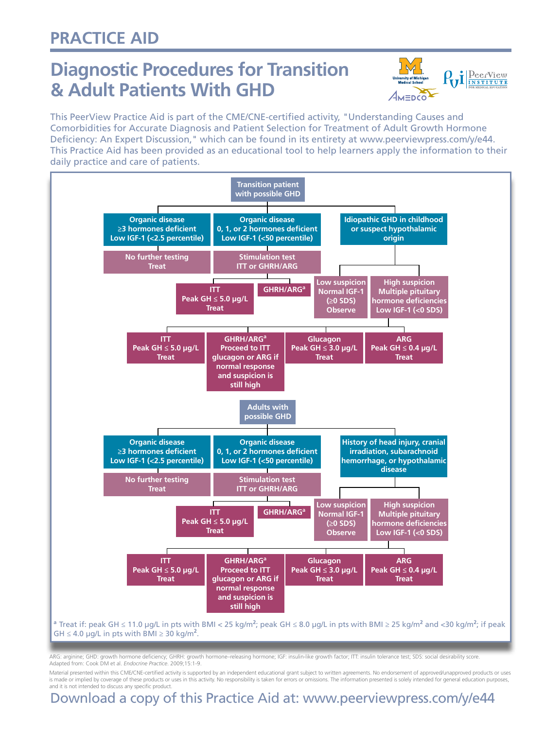# PRACTICE AID

## Diagnostic Procedures for Transition & Adult Patients With GHD

This PeerView Practice Aid is part of the CME/CNE-certified activity, "Understanding Causes and Comorbidities for Accurate Diagnosis and Patient Selection for Treatment of Adult Growth Hormone Deficiency: An Expert Discussion," which can be found in its entirety at www.peerviewpress.com/y/e44. This Practice Aid has been provided as an educational tool to help learners apply the information to their daily practice and care of patients.

### Transition patient with possible GHD

- **Organic disease, ≥3 hormones deficient, Low IGF-1 (<2.5 percentile)**
  - No further testing
  - Treat
- **Organic disease, 0, 1, or 2 hormones deficient, Low IGF-1 (<50 percentile)**
  - Stimulation test: ITT or GHRH/ARG
    - ITT: Peak GH ≤ 5.0 μg/L – Treat
    - GHRH/ARG[a]
- **Idiopathic GHD in childhood or suspect hypothalamic origin**
  - Low suspicion: Normal IGF-1 (≥0 SDS) – Observe
  - High suspicion: Multiple pituitary hormone deficiencies, Low IGF-1 (<0 SDS)
    - ITT: Peak GH ≤ 5.0 μg/L – Treat
    - GHRH/ARG[a]: Proceed to ITT, glucagon or ARG if normal response and suspicion is still high
    - Glucagon: Peak GH ≤ 3.0 μg/L – Treat
    - ARG: Peak GH ≤ 0.4 μg/L – Treat

### Adults with possible GHD

- **Organic disease, ≥3 hormones deficient, Low IGF-1 (<2.5 percentile)**
  - No further testing
  - Treat
- **Organic disease, 0, 1, or 2 hormones deficient, Low IGF-1 (<50 percentile)**
  - Stimulation test: ITT or GHRH/ARG
    - ITT: Peak GH ≤ 5.0 μg/L – Treat
    - GHRH/ARG[a]
- **History of head injury, cranial irradiation, subarachnoid hemorrhage, or hypothalamic disease**
  - Low suspicion: Normal IGF-1 (≥0 SDS) – Observe
  - High suspicion: Multiple pituitary hormone deficiencies, Low IGF-1 (<0 SDS)
    - ITT: Peak GH ≤ 5.0 μg/L – Treat
    - GHRH/ARG[a]: Proceed to ITT, glucagon or ARG if normal response and suspicion is still high
    - Glucagon: Peak GH ≤ 3.0 μg/L – Treat
    - ARG: Peak GH ≤ 0.4 μg/L – Treat

[a] Treat if: peak GH ≤ 11.0 μg/L in pts with BMI < 25 kg/m$^2$; peak GH ≤ 8.0 μg/L in pts with BMI ≥ 25 kg/m$^2$ and <30 kg/m$^2$; if peak GH ≤ 4.0 μg/L in pts with BMI ≥ 30 kg/m$^2$.

ARG: arginine; GHD: growth hormone deficiency; GHRH: growth hormone–releasing hormone; IGF: insulin-like growth factor; ITT: insulin tolerance test; SDS: social desirability score.
Adapted from: Cook DM et al. *Endocrine Practice*. 2009;15:1-9.

Material presented within this CME/CNE-certified activity is supported by an independent educational grant subject to written agreements. No endorsement of approved/unapproved products or uses is made or implied by coverage of these products or uses in this activity. No responsibility is taken for errors or omissions. The information presented is solely intended for general education purposes, and it is not intended to discuss any specific product.

Download a copy of this Practice Aid at: www.peerviewpress.com/y/e44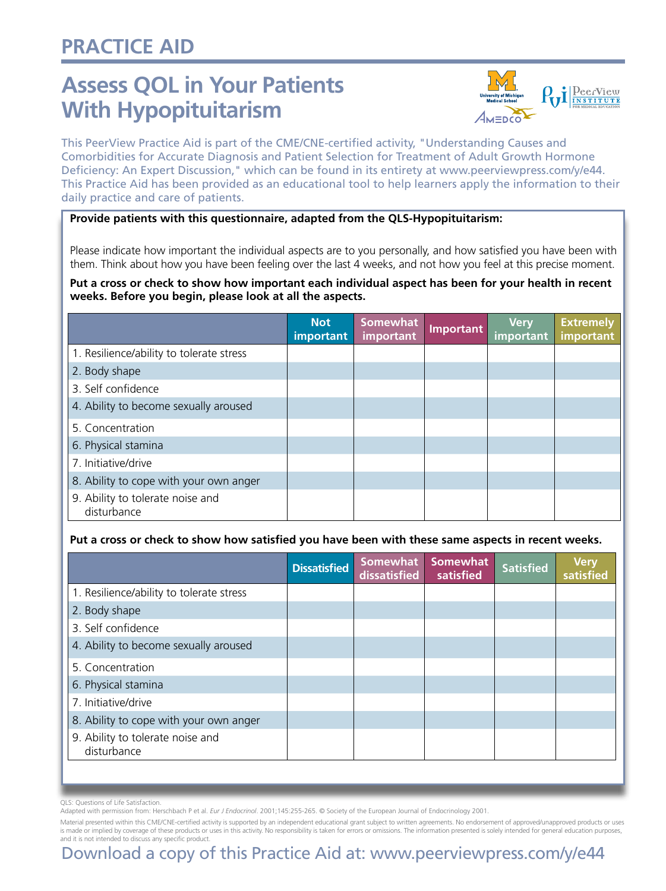# PRACTICE AID

## Assess QOL in Your Patients With Hypopituitarism

This PeerView Practice Aid is part of the CME/CNE-certified activity, "Understanding Causes and Comorbidities for Accurate Diagnosis and Patient Selection for Treatment of Adult Growth Hormone Deficiency: An Expert Discussion," which can be found in its entirety at www.peerviewpress.com/y/e44. This Practice Aid has been provided as an educational tool to help learners apply the information to their daily practice and care of patients.

**Provide patients with this questionnaire, adapted from the QLS-Hypopituitarism:**

Please indicate how important the individual aspects are to you personally, and how satisfied you have been with them. Think about how you have been feeling over the last 4 weeks, and not how you feel at this precise moment.

**Put a cross or check to show how important each individual aspect has been for your health in recent weeks. Before you begin, please look at all the aspects.**

| | Not important | Somewhat important | Important | Very important | Extremely important |
|---|---|---|---|---|---|
| 1. Resilience/ability to tolerate stress | | | | | |
| 2. Body shape | | | | | |
| 3. Self confidence | | | | | |
| 4. Ability to become sexually aroused | | | | | |
| 5. Concentration | | | | | |
| 6. Physical stamina | | | | | |
| 7. Initiative/drive | | | | | |
| 8. Ability to cope with your own anger | | | | | |
| 9. Ability to tolerate noise and disturbance | | | | | |

**Put a cross or check to show how satisfied you have been with these same aspects in recent weeks.**

| | Dissatisfied | Somewhat dissatisfied | Somewhat satisfied | Satisfied | Very satisfied |
|---|---|---|---|---|---|
| 1. Resilience/ability to tolerate stress | | | | | |
| 2. Body shape | | | | | |
| 3. Self confidence | | | | | |
| 4. Ability to become sexually aroused | | | | | |
| 5. Concentration | | | | | |
| 6. Physical stamina | | | | | |
| 7. Initiative/drive | | | | | |
| 8. Ability to cope with your own anger | | | | | |
| 9. Ability to tolerate noise and disturbance | | | | | |

QLS: Questions of Life Satisfaction.
Adapted with permission from: Herschbach P et al. *Eur J Endocrinol*. 2001;145:255-265. © Society of the European Journal of Endocrinology 2001.

Material presented within this CME/CNE-certified activity is supported by an independent educational grant subject to written agreements. No endorsement of approved/unapproved products or uses is made or implied by coverage of these products or uses in this activity. No responsibility is taken for errors or omissions. The information presented is solely intended for general education purposes, and it is not intended to discuss any specific product.

Download a copy of this Practice Aid at: www.peerviewpress.com/y/e44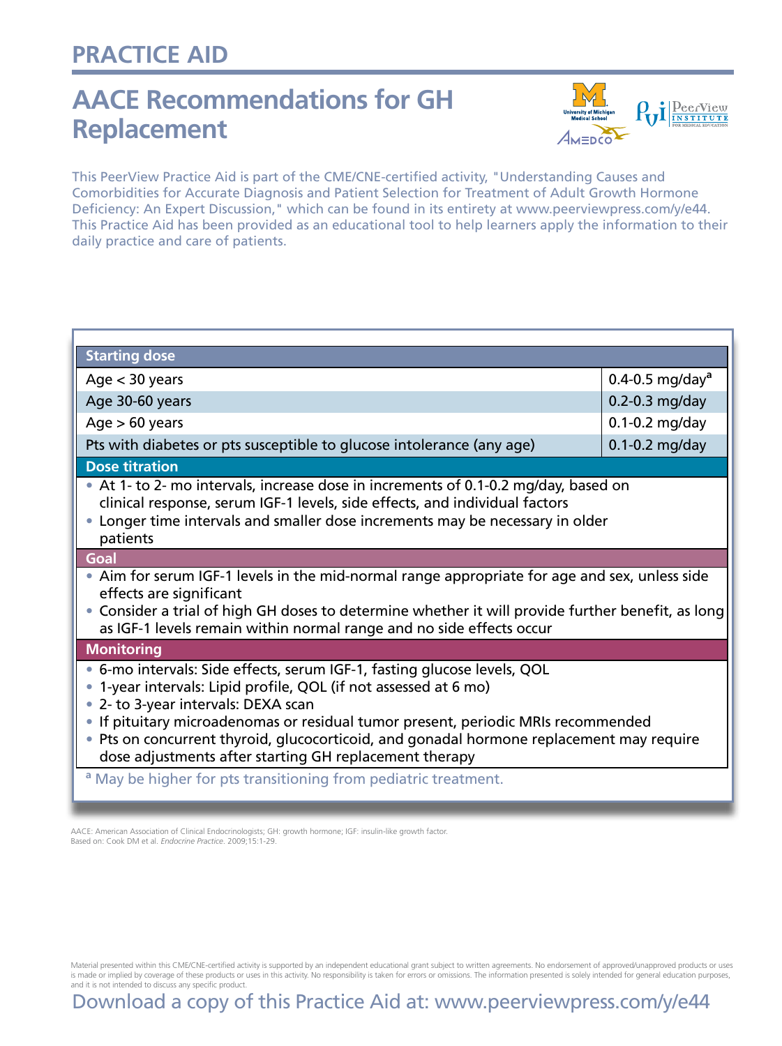## PRACTICE AID

# AACE Recommendations for GH Replacement

This PeerView Practice Aid is part of the CME/CNE-certified activity, "Understanding Causes and Comorbidities for Accurate Diagnosis and Patient Selection for Treatment of Adult Growth Hormone Deficiency: An Expert Discussion," which can be found in its entirety at www.peerviewpress.com/y/e44. This Practice Aid has been provided as an educational tool to help learners apply the information to their daily practice and care of patients.

| Starting dose | |
|---|---|
| Age < 30 years | 0.4-0.5 mg/day[a] |
| Age 30-60 years | 0.2-0.3 mg/day |
| Age > 60 years | 0.1-0.2 mg/day |
| Pts with diabetes or pts susceptible to glucose intolerance (any age) | 0.1-0.2 mg/day |

**Dose titration**

- At 1- to 2- mo intervals, increase dose in increments of 0.1-0.2 mg/day, based on clinical response, serum IGF-1 levels, side effects, and individual factors
- Longer time intervals and smaller dose increments may be necessary in older patients

**Goal**

- Aim for serum IGF-1 levels in the mid-normal range appropriate for age and sex, unless side effects are significant
- Consider a trial of high GH doses to determine whether it will provide further benefit, as long as IGF-1 levels remain within normal range and no side effects occur

**Monitoring**

- 6-mo intervals: Side effects, serum IGF-1, fasting glucose levels, QOL
- 1-year intervals: Lipid profile, QOL (if not assessed at 6 mo)
- 2- to 3-year intervals: DEXA scan
- If pituitary microadenomas or residual tumor present, periodic MRIs recommended
- Pts on concurrent thyroid, glucocorticoid, and gonadal hormone replacement may require dose adjustments after starting GH replacement therapy

[a] May be higher for pts transitioning from pediatric treatment.

AACE: American Association of Clinical Endocrinologists; GH: growth hormone; IGF: insulin-like growth factor.
Based on: Cook DM et al. *Endocrine Practice*. 2009;15:1-29.

Material presented within this CME/CNE-certified activity is supported by an independent educational grant subject to written agreements. No endorsement of approved/unapproved products or uses is made or implied by coverage of these products or uses in this activity. No responsibility is taken for errors or omissions. The information presented is solely intended for general education purposes, and it is not intended to discuss any specific product.

Download a copy of this Practice Aid at: www.peerviewpress.com/y/e44